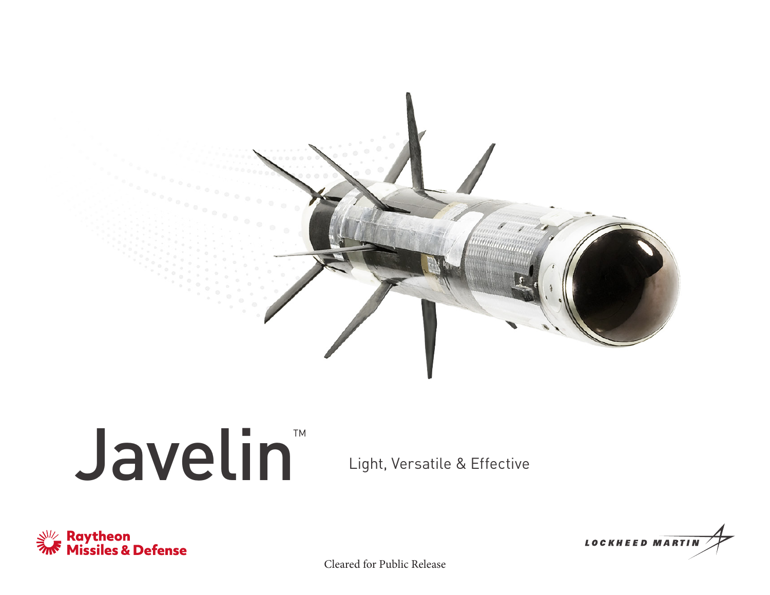# Javelin™

Light, Versatile & Effective

Raytheon Missiles & Defense

LOCKHEED MARTIN

Cleared for Public Release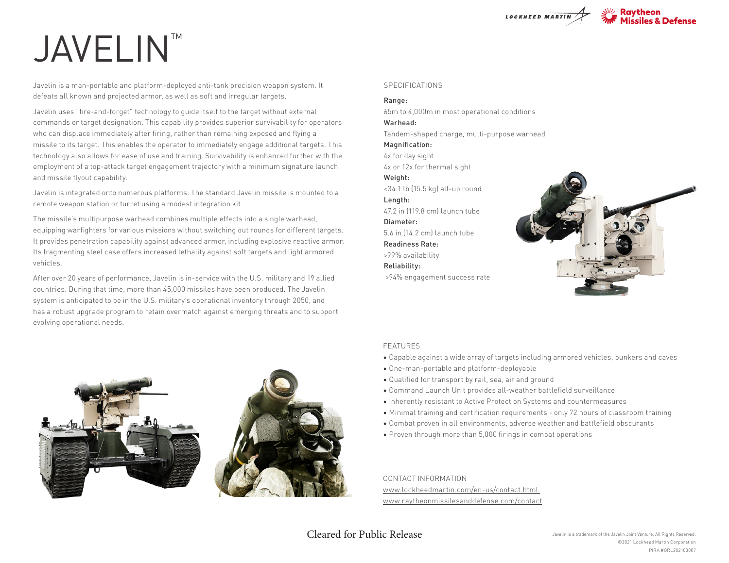# JAVELIN™

Javelin is a man-portable and platform-deployed anti-tank precision weapon system. It defeats all known and projected armor, as well as soft and irregular targets.

Javelin uses "fire-and-forget" technology to guide itself to the target without external commands or target designation. This capability provides superior survivability for operators who can displace immediately after firing, rather than remaining exposed and flying a missile to its target. This enables the operator to immediately engage additional targets. This technology also allows for ease of use and training. Survivability is enhanced further with the employment of a top-attack target engagement trajectory with a minimum signature launch and missile flyout capability.

Javelin is integrated onto numerous platforms. The standard Javelin missile is mounted to a remote weapon station or turret using a modest integration kit.

The missile's multipurpose warhead combines multiple effects into a single warhead, equipping warfighters for various missions without switching out rounds for different targets. It provides penetration capability against advanced armor, including explosive reactive armor. Its fragmenting steel case offers increased lethality against soft targets and light armored vehicles.

After over 20 years of performance, Javelin is in-service with the U.S. military and 19 allied countries. During that time, more than 45,000 missiles have been produced. The Javelin system is anticipated to be in the U.S. military's operational inventory through 2050, and has a robust upgrade program to retain overmatch against emerging threats and to support evolving operational needs.

## SPECIFICATIONS

**Range:**
65m to 4,000m in most operational conditions

**Warhead:**
Tandem-shaped charge, multi-purpose warhead

**Magnification:**
4x for day sight
4x or 12x for thermal sight

**Weight:**
<34.1 lb (15.5 kg) all-up round

**Length:**
47.2 in (119.8 cm) launch tube

**Diameter:**
5.6 in (14.2 cm) launch tube

**Readiness Rate:**
>99% availability

**Reliability:**
>94% engagement success rate

## FEATURES

- Capable against a wide array of targets including armored vehicles, bunkers and caves
- One-man-portable and platform-deployable
- Qualified for transport by rail, sea, air and ground
- Command Launch Unit provides all-weather battlefield surveillance
- Inherently resistant to Active Protection Systems and countermeasures
- Minimal training and certification requirements - only 72 hours of classroom training
- Combat proven in all environments, adverse weather and battlefield obscurants
- Proven through more than 5,000 firings in combat operations

## CONTACT INFORMATION

www.lockheedmartin.com/en-us/contact.html
www.raytheonmissilesanddefense.com/contact

Cleared for Public Release

Javelin is a trademark of the Javelin Joint Venture. All Rights Reserved.
©2021 Lockheed Martin Corporation
PIRA #ORL202103007